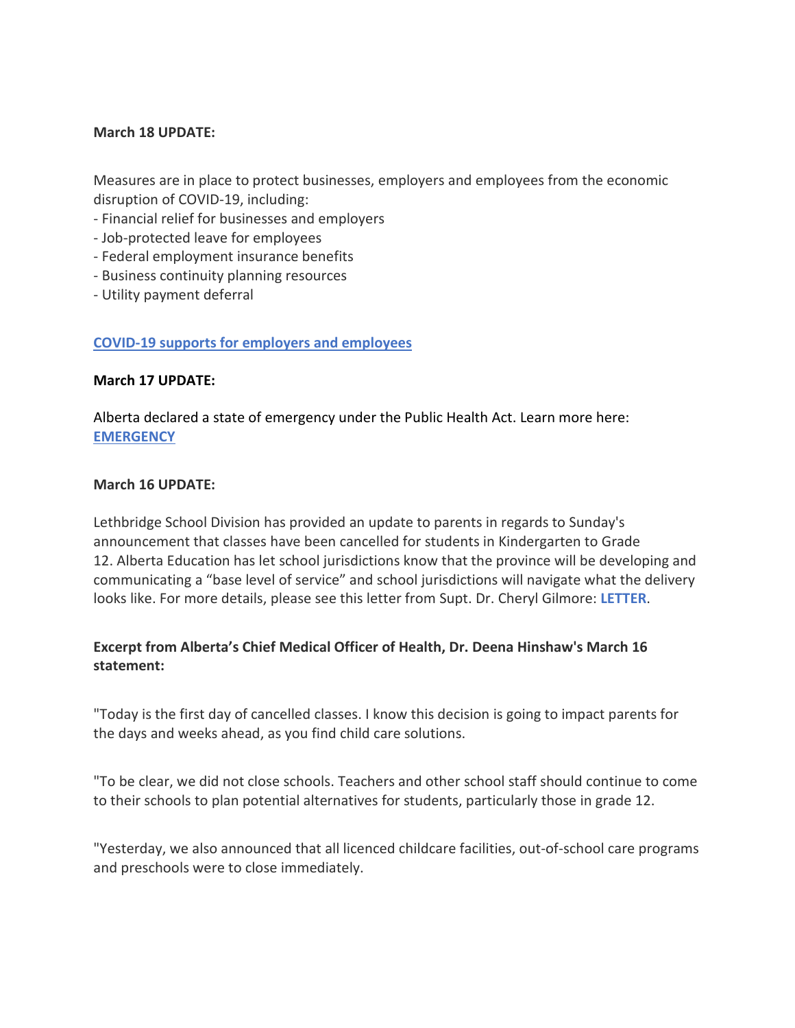**March 18 UPDATE:**

Measures are in place to protect businesses, employers and employees from the economic disruption of COVID-19, including:

- Financial relief for businesses and employers
- Job-protected leave for employees
- Federal employment insurance benefits
- Business continuity planning resources
- Utility payment deferral

[COVID-19 supports for employers and employees]

**March 17 UPDATE:**

Alberta declared a state of emergency under the Public Health Act. Learn more here: **EMERGENCY**

**March 16 UPDATE:**

Lethbridge School Division has provided an update to parents in regards to Sunday's announcement that classes have been cancelled for students in Kindergarten to Grade 12. Alberta Education has let school jurisdictions know that the province will be developing and communicating a "base level of service" and school jurisdictions will navigate what the delivery looks like. For more details, please see this letter from Supt. Dr. Cheryl Gilmore: **LETTER**.

**Excerpt from Alberta's Chief Medical Officer of Health, Dr. Deena Hinshaw's March 16 statement:**

"Today is the first day of cancelled classes. I know this decision is going to impact parents for the days and weeks ahead, as you find child care solutions.

"To be clear, we did not close schools. Teachers and other school staff should continue to come to their schools to plan potential alternatives for students, particularly those in grade 12.

"Yesterday, we also announced that all licenced childcare facilities, out-of-school care programs and preschools were to close immediately.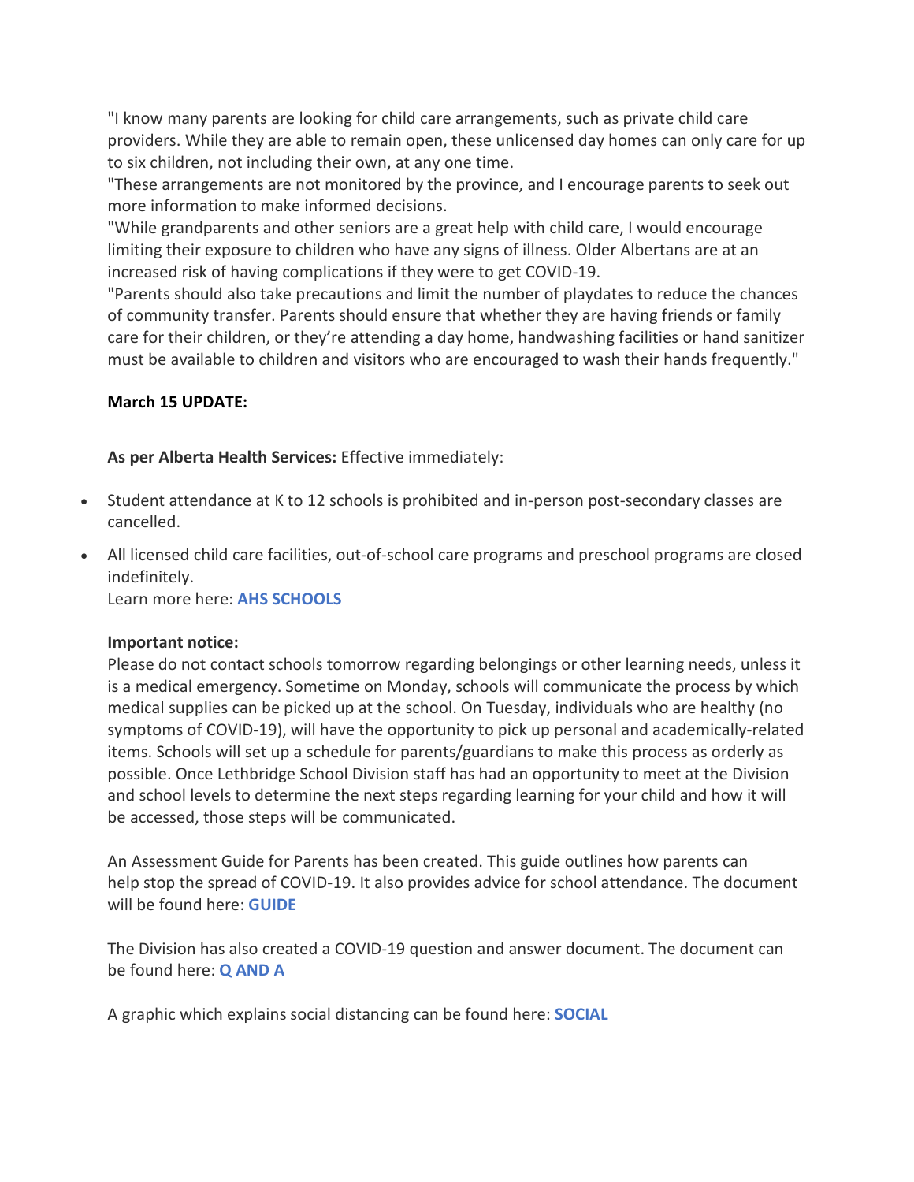"I know many parents are looking for child care arrangements, such as private child care providers. While they are able to remain open, these unlicensed day homes can only care for up to six children, not including their own, at any one time.

"These arrangements are not monitored by the province, and I encourage parents to seek out more information to make informed decisions.

"While grandparents and other seniors are a great help with child care, I would encourage limiting their exposure to children who have any signs of illness. Older Albertans are at an increased risk of having complications if they were to get COVID-19.

"Parents should also take precautions and limit the number of playdates to reduce the chances of community transfer. Parents should ensure that whether they are having friends or family care for their children, or they're attending a day home, handwashing facilities or hand sanitizer must be available to children and visitors who are encouraged to wash their hands frequently."

**March 15 UPDATE:**

**As per Alberta Health Services:** Effective immediately:

- Student attendance at K to 12 schools is prohibited and in-person post-secondary classes are cancelled.
- All licensed child care facilities, out-of-school care programs and preschool programs are closed indefinitely.
  Learn more here: **AHS SCHOOLS**

**Important notice:**
Please do not contact schools tomorrow regarding belongings or other learning needs, unless it is a medical emergency. Sometime on Monday, schools will communicate the process by which medical supplies can be picked up at the school. On Tuesday, individuals who are healthy (no symptoms of COVID-19), will have the opportunity to pick up personal and academically-related items. Schools will set up a schedule for parents/guardians to make this process as orderly as possible. Once Lethbridge School Division staff has had an opportunity to meet at the Division and school levels to determine the next steps regarding learning for your child and how it will be accessed, those steps will be communicated.

An Assessment Guide for Parents has been created. This guide outlines how parents can help stop the spread of COVID-19. It also provides advice for school attendance. The document will be found here: **GUIDE**

The Division has also created a COVID-19 question and answer document. The document can be found here: **Q AND A**

A graphic which explains social distancing can be found here: **SOCIAL**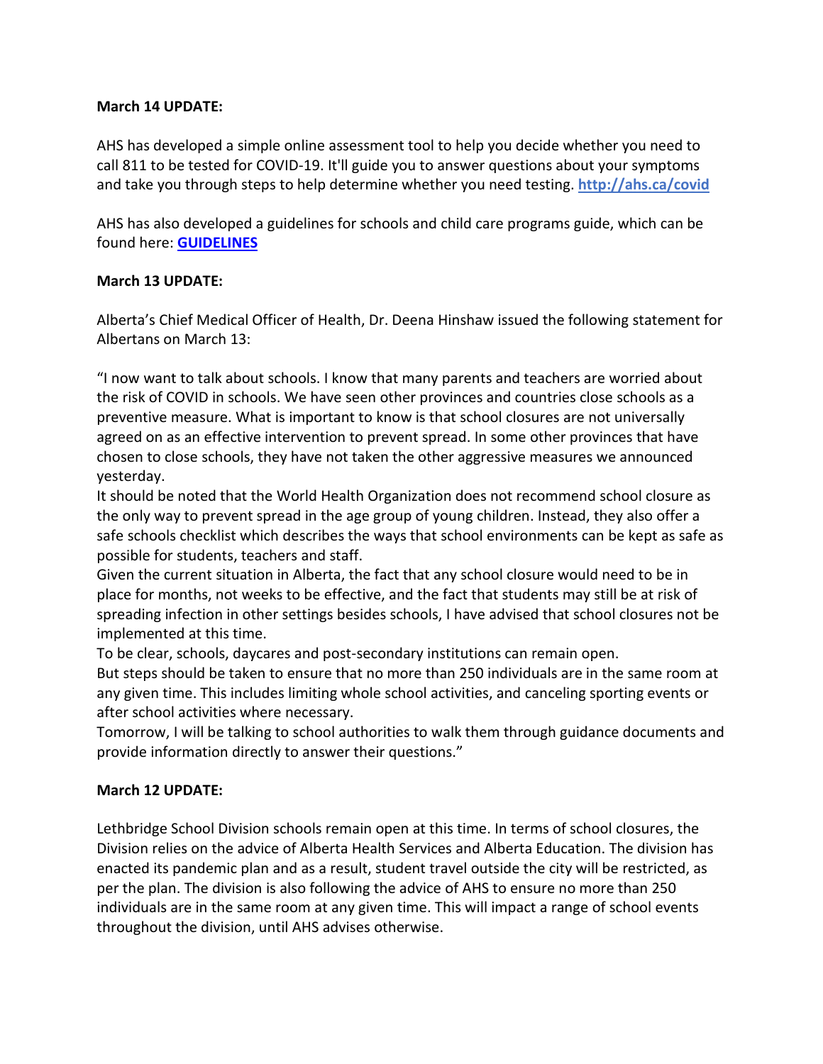**March 14 UPDATE:**

AHS has developed a simple online assessment tool to help you decide whether you need to call 811 to be tested for COVID-19. It'll guide you to answer questions about your symptoms and take you through steps to help determine whether you need testing. **http://ahs.ca/covid**

AHS has also developed a guidelines for schools and child care programs guide, which can be found here: **GUIDELINES**

**March 13 UPDATE:**

Alberta's Chief Medical Officer of Health, Dr. Deena Hinshaw issued the following statement for Albertans on March 13:

"I now want to talk about schools. I know that many parents and teachers are worried about the risk of COVID in schools. We have seen other provinces and countries close schools as a preventive measure. What is important to know is that school closures are not universally agreed on as an effective intervention to prevent spread. In some other provinces that have chosen to close schools, they have not taken the other aggressive measures we announced yesterday.

It should be noted that the World Health Organization does not recommend school closure as the only way to prevent spread in the age group of young children. Instead, they also offer a safe schools checklist which describes the ways that school environments can be kept as safe as possible for students, teachers and staff.

Given the current situation in Alberta, the fact that any school closure would need to be in place for months, not weeks to be effective, and the fact that students may still be at risk of spreading infection in other settings besides schools, I have advised that school closures not be implemented at this time.

To be clear, schools, daycares and post-secondary institutions can remain open.

But steps should be taken to ensure that no more than 250 individuals are in the same room at any given time. This includes limiting whole school activities, and canceling sporting events or after school activities where necessary.

Tomorrow, I will be talking to school authorities to walk them through guidance documents and provide information directly to answer their questions."

**March 12 UPDATE:**

Lethbridge School Division schools remain open at this time. In terms of school closures, the Division relies on the advice of Alberta Health Services and Alberta Education. The division has enacted its pandemic plan and as a result, student travel outside the city will be restricted, as per the plan. The division is also following the advice of AHS to ensure no more than 250 individuals are in the same room at any given time. This will impact a range of school events throughout the division, until AHS advises otherwise.